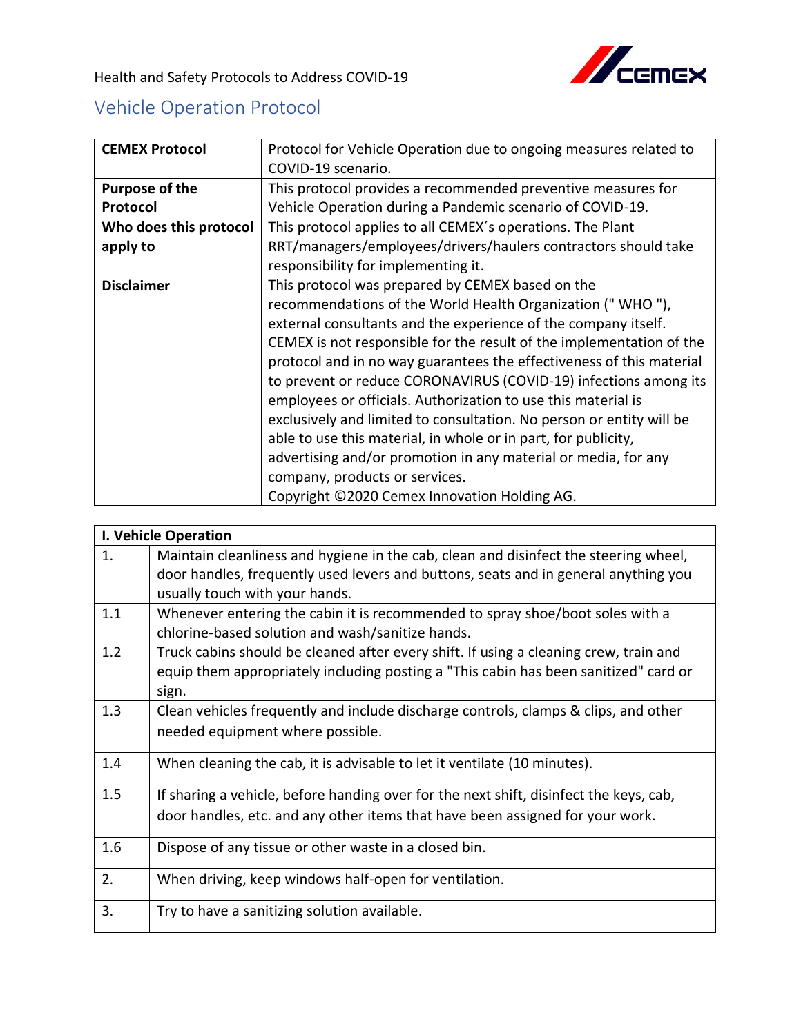Health and Safety Protocols to Address COVID-19

## Vehicle Operation Protocol

| **CEMEX Protocol** | Protocol for Vehicle Operation due to ongoing measures related to COVID-19 scenario. |
|---|---|
| **Purpose of the Protocol** | This protocol provides a recommended preventive measures for Vehicle Operation during a Pandemic scenario of COVID-19. |
| **Who does this protocol apply to** | This protocol applies to all CEMEX´s operations. The Plant RRT/managers/employees/drivers/haulers contractors should take responsibility for implementing it. |
| **Disclaimer** | This protocol was prepared by CEMEX based on the recommendations of the World Health Organization (" WHO "), external consultants and the experience of the company itself. CEMEX is not responsible for the result of the implementation of the protocol and in no way guarantees the effectiveness of this material to prevent or reduce CORONAVIRUS (COVID-19) infections among its employees or officials. Authorization to use this material is exclusively and limited to consultation. No person or entity will be able to use this material, in whole or in part, for publicity, advertising and/or promotion in any material or media, for any company, products or services. Copyright ©2020 Cemex Innovation Holding AG. |

| **I. Vehicle Operation** | |
|---|---|
| 1. | Maintain cleanliness and hygiene in the cab, clean and disinfect the steering wheel, door handles, frequently used levers and buttons, seats and in general anything you usually touch with your hands. |
| 1.1 | Whenever entering the cabin it is recommended to spray shoe/boot soles with a chlorine-based solution and wash/sanitize hands. |
| 1.2 | Truck cabins should be cleaned after every shift. If using a cleaning crew, train and equip them appropriately including posting a "This cabin has been sanitized" card or sign. |
| 1.3 | Clean vehicles frequently and include discharge controls, clamps & clips, and other needed equipment where possible. |
| 1.4 | When cleaning the cab, it is advisable to let it ventilate (10 minutes). |
| 1.5 | If sharing a vehicle, before handing over for the next shift, disinfect the keys, cab, door handles, etc. and any other items that have been assigned for your work. |
| 1.6 | Dispose of any tissue or other waste in a closed bin. |
| 2. | When driving, keep windows half-open for ventilation. |
| 3. | Try to have a sanitizing solution available. |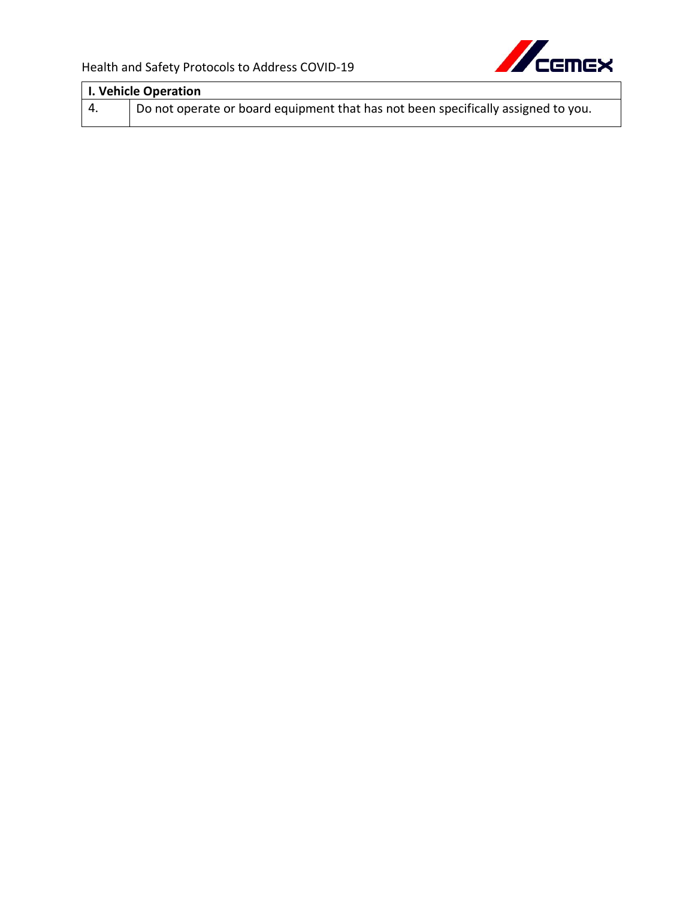| I. Vehicle Operation | |
|---|---|
| 4. | Do not operate or board equipment that has not been specifically assigned to you. |